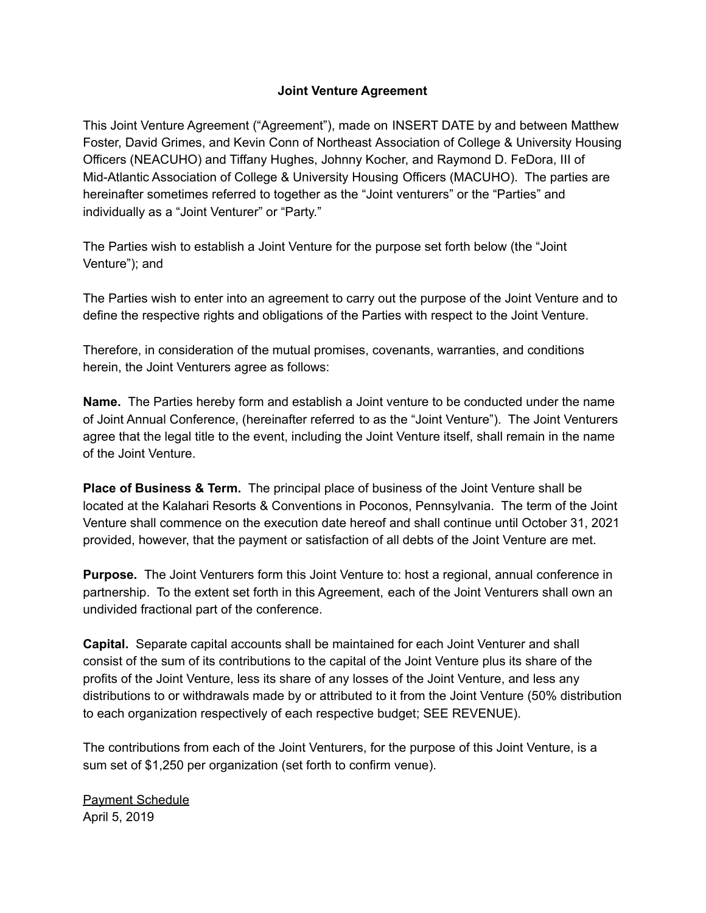# Joint Venture Agreement

This Joint Venture Agreement ("Agreement"), made on INSERT DATE by and between Matthew Foster, David Grimes, and Kevin Conn of Northeast Association of College & University Housing Officers (NEACUHO) and Tiffany Hughes, Johnny Kocher, and Raymond D. FeDora, III of Mid-Atlantic Association of College & University Housing Officers (MACUHO). The parties are hereinafter sometimes referred to together as the "Joint venturers" or the "Parties" and individually as a "Joint Venturer" or "Party."

The Parties wish to establish a Joint Venture for the purpose set forth below (the "Joint Venture"); and

The Parties wish to enter into an agreement to carry out the purpose of the Joint Venture and to define the respective rights and obligations of the Parties with respect to the Joint Venture.

Therefore, in consideration of the mutual promises, covenants, warranties, and conditions herein, the Joint Venturers agree as follows:

**Name.** The Parties hereby form and establish a Joint venture to be conducted under the name of Joint Annual Conference, (hereinafter referred to as the "Joint Venture"). The Joint Venturers agree that the legal title to the event, including the Joint Venture itself, shall remain in the name of the Joint Venture.

**Place of Business & Term.** The principal place of business of the Joint Venture shall be located at the Kalahari Resorts & Conventions in Poconos, Pennsylvania. The term of the Joint Venture shall commence on the execution date hereof and shall continue until October 31, 2021 provided, however, that the payment or satisfaction of all debts of the Joint Venture are met.

**Purpose.** The Joint Venturers form this Joint Venture to: host a regional, annual conference in partnership. To the extent set forth in this Agreement, each of the Joint Venturers shall own an undivided fractional part of the conference.

**Capital.** Separate capital accounts shall be maintained for each Joint Venturer and shall consist of the sum of its contributions to the capital of the Joint Venture plus its share of the profits of the Joint Venture, less its share of any losses of the Joint Venture, and less any distributions to or withdrawals made by or attributed to it from the Joint Venture (50% distribution to each organization respectively of each respective budget; SEE REVENUE).

The contributions from each of the Joint Venturers, for the purpose of this Joint Venture, is a sum set of $1,250 per organization (set forth to confirm venue).

<u>Payment Schedule</u>
April 5, 2019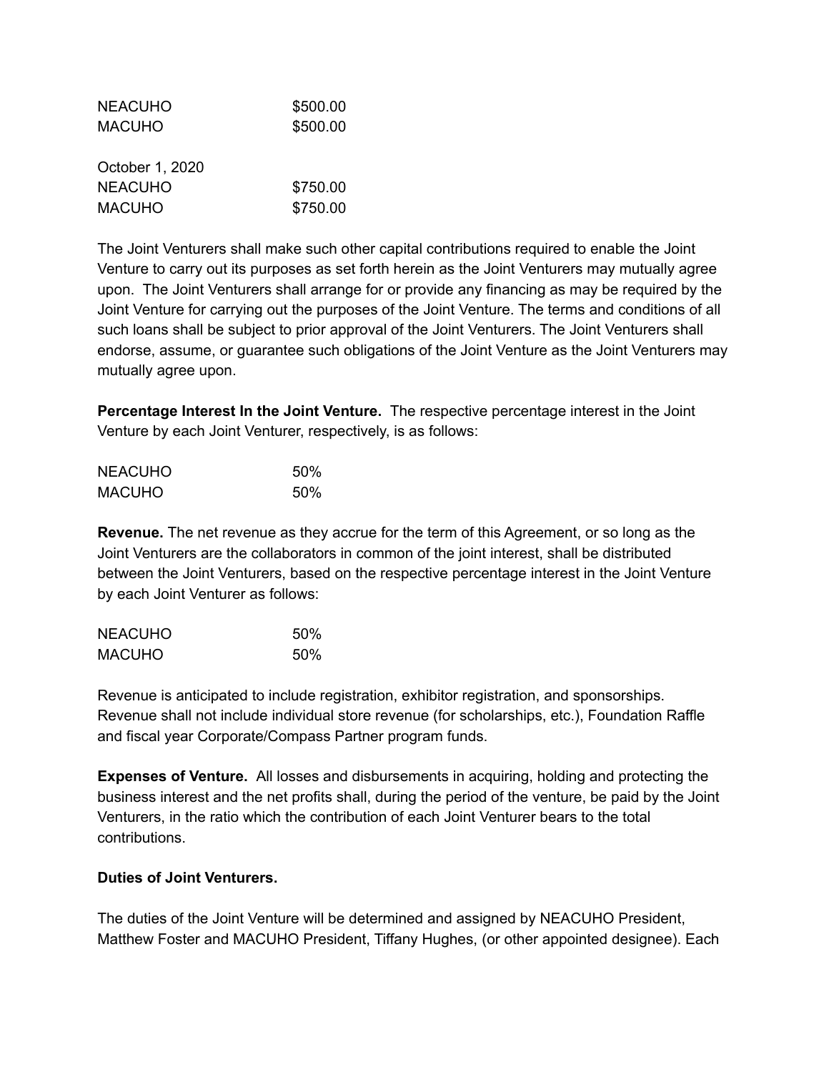| | |
|---|---|
| NEACUHO | $500.00 |
| MACUHO | $500.00 |

| | |
|---|---|
| October 1, 2020 | |
| NEACUHO | $750.00 |
| MACUHO | $750.00 |

The Joint Venturers shall make such other capital contributions required to enable the Joint Venture to carry out its purposes as set forth herein as the Joint Venturers may mutually agree upon. The Joint Venturers shall arrange for or provide any financing as may be required by the Joint Venture for carrying out the purposes of the Joint Venture. The terms and conditions of all such loans shall be subject to prior approval of the Joint Venturers. The Joint Venturers shall endorse, assume, or guarantee such obligations of the Joint Venture as the Joint Venturers may mutually agree upon.

**Percentage Interest In the Joint Venture.** The respective percentage interest in the Joint Venture by each Joint Venturer, respectively, is as follows:

| | |
|---|---|
| NEACUHO | 50% |
| MACUHO | 50% |

**Revenue.** The net revenue as they accrue for the term of this Agreement, or so long as the Joint Venturers are the collaborators in common of the joint interest, shall be distributed between the Joint Venturers, based on the respective percentage interest in the Joint Venture by each Joint Venturer as follows:

| | |
|---|---|
| NEACUHO | 50% |
| MACUHO | 50% |

Revenue is anticipated to include registration, exhibitor registration, and sponsorships. Revenue shall not include individual store revenue (for scholarships, etc.), Foundation Raffle and fiscal year Corporate/Compass Partner program funds.

**Expenses of Venture.** All losses and disbursements in acquiring, holding and protecting the business interest and the net profits shall, during the period of the venture, be paid by the Joint Venturers, in the ratio which the contribution of each Joint Venturer bears to the total contributions.

**Duties of Joint Venturers.**

The duties of the Joint Venture will be determined and assigned by NEACUHO President, Matthew Foster and MACUHO President, Tiffany Hughes, (or other appointed designee). Each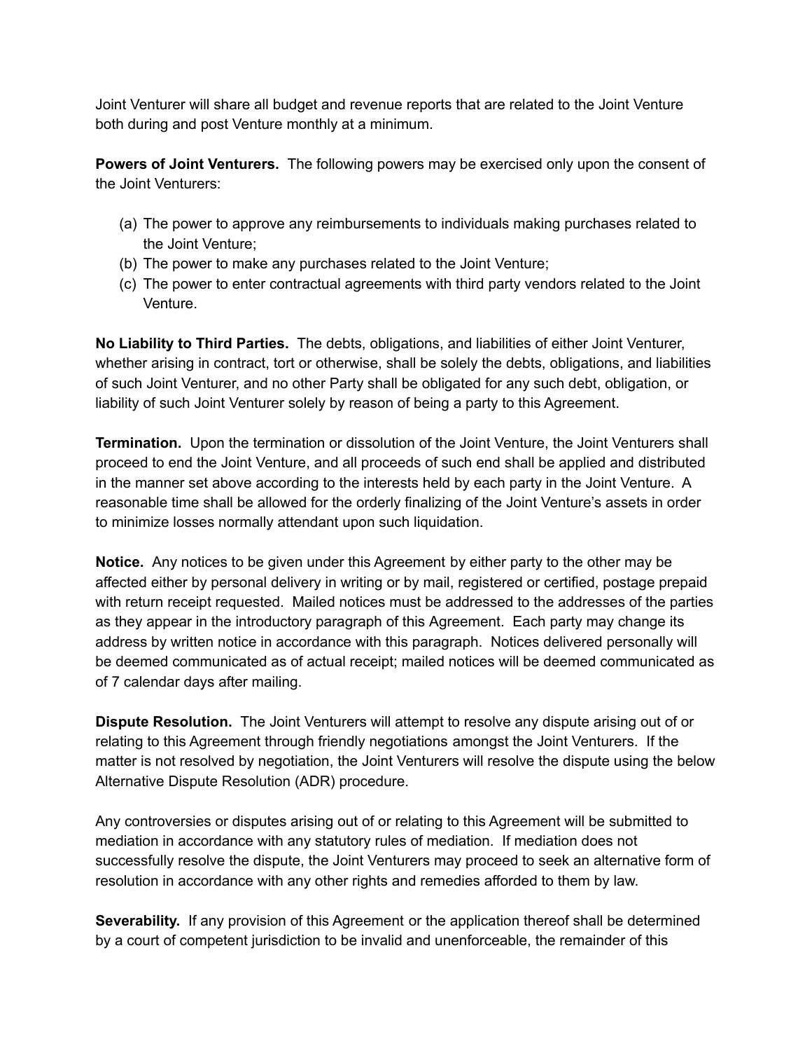Joint Venturer will share all budget and revenue reports that are related to the Joint Venture both during and post Venture monthly at a minimum.

**Powers of Joint Venturers.** The following powers may be exercised only upon the consent of the Joint Venturers:

(a) The power to approve any reimbursements to individuals making purchases related to the Joint Venture;
(b) The power to make any purchases related to the Joint Venture;
(c) The power to enter contractual agreements with third party vendors related to the Joint Venture.

**No Liability to Third Parties.** The debts, obligations, and liabilities of either Joint Venturer, whether arising in contract, tort or otherwise, shall be solely the debts, obligations, and liabilities of such Joint Venturer, and no other Party shall be obligated for any such debt, obligation, or liability of such Joint Venturer solely by reason of being a party to this Agreement.

**Termination.** Upon the termination or dissolution of the Joint Venture, the Joint Venturers shall proceed to end the Joint Venture, and all proceeds of such end shall be applied and distributed in the manner set above according to the interests held by each party in the Joint Venture. A reasonable time shall be allowed for the orderly finalizing of the Joint Venture's assets in order to minimize losses normally attendant upon such liquidation.

**Notice.** Any notices to be given under this Agreement by either party to the other may be affected either by personal delivery in writing or by mail, registered or certified, postage prepaid with return receipt requested. Mailed notices must be addressed to the addresses of the parties as they appear in the introductory paragraph of this Agreement. Each party may change its address by written notice in accordance with this paragraph. Notices delivered personally will be deemed communicated as of actual receipt; mailed notices will be deemed communicated as of 7 calendar days after mailing.

**Dispute Resolution.** The Joint Venturers will attempt to resolve any dispute arising out of or relating to this Agreement through friendly negotiations amongst the Joint Venturers. If the matter is not resolved by negotiation, the Joint Venturers will resolve the dispute using the below Alternative Dispute Resolution (ADR) procedure.

Any controversies or disputes arising out of or relating to this Agreement will be submitted to mediation in accordance with any statutory rules of mediation. If mediation does not successfully resolve the dispute, the Joint Venturers may proceed to seek an alternative form of resolution in accordance with any other rights and remedies afforded to them by law.

**Severability.** If any provision of this Agreement or the application thereof shall be determined by a court of competent jurisdiction to be invalid and unenforceable, the remainder of this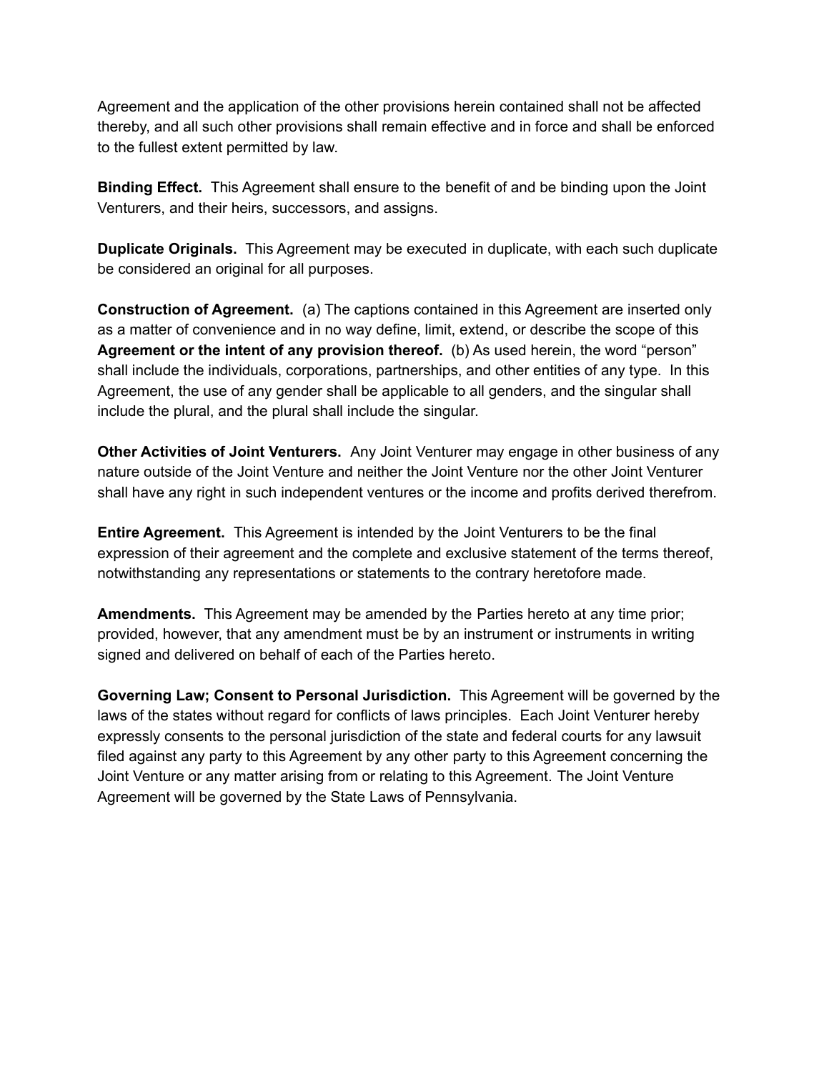Agreement and the application of the other provisions herein contained shall not be affected thereby, and all such other provisions shall remain effective and in force and shall be enforced to the fullest extent permitted by law.

**Binding Effect.** This Agreement shall ensure to the benefit of and be binding upon the Joint Venturers, and their heirs, successors, and assigns.

**Duplicate Originals.** This Agreement may be executed in duplicate, with each such duplicate be considered an original for all purposes.

**Construction of Agreement.** (a) The captions contained in this Agreement are inserted only as a matter of convenience and in no way define, limit, extend, or describe the scope of this **Agreement or the intent of any provision thereof.** (b) As used herein, the word "person" shall include the individuals, corporations, partnerships, and other entities of any type. In this Agreement, the use of any gender shall be applicable to all genders, and the singular shall include the plural, and the plural shall include the singular.

**Other Activities of Joint Venturers.** Any Joint Venturer may engage in other business of any nature outside of the Joint Venture and neither the Joint Venture nor the other Joint Venturer shall have any right in such independent ventures or the income and profits derived therefrom.

**Entire Agreement.** This Agreement is intended by the Joint Venturers to be the final expression of their agreement and the complete and exclusive statement of the terms thereof, notwithstanding any representations or statements to the contrary heretofore made.

**Amendments.** This Agreement may be amended by the Parties hereto at any time prior; provided, however, that any amendment must be by an instrument or instruments in writing signed and delivered on behalf of each of the Parties hereto.

**Governing Law; Consent to Personal Jurisdiction.** This Agreement will be governed by the laws of the states without regard for conflicts of laws principles. Each Joint Venturer hereby expressly consents to the personal jurisdiction of the state and federal courts for any lawsuit filed against any party to this Agreement by any other party to this Agreement concerning the Joint Venture or any matter arising from or relating to this Agreement. The Joint Venture Agreement will be governed by the State Laws of Pennsylvania.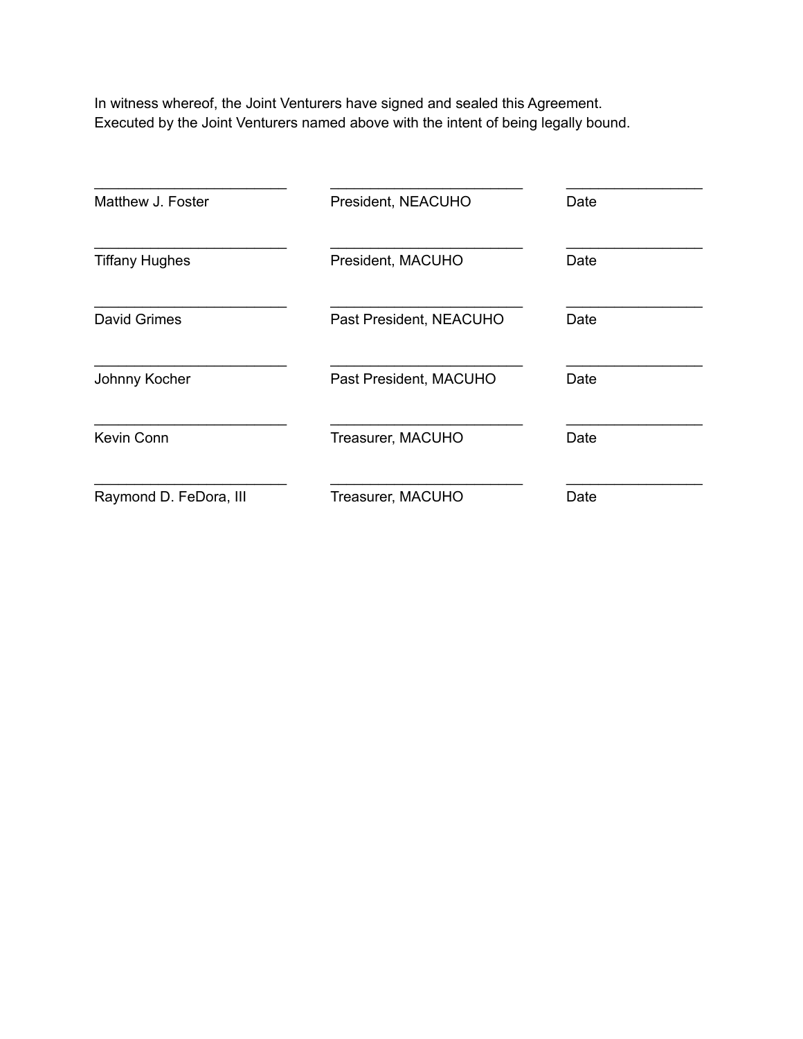In witness whereof, the Joint Venturers have signed and sealed this Agreement.
Executed by the Joint Venturers named above with the intent of being legally bound.

| | | |
|---|---|---|
| ________________________ | ________________________ | ________________ |
| Matthew J. Foster | President, NEACUHO | Date |
| ________________________ | ________________________ | ________________ |
| Tiffany Hughes | President, MACUHO | Date |
| ________________________ | ________________________ | ________________ |
| David Grimes | Past President, NEACUHO | Date |
| ________________________ | ________________________ | ________________ |
| Johnny Kocher | Past President, MACUHO | Date |
| ________________________ | ________________________ | ________________ |
| Kevin Conn | Treasurer, MACUHO | Date |
| ________________________ | ________________________ | ________________ |
| Raymond D. FeDora, III | Treasurer, MACUHO | Date |